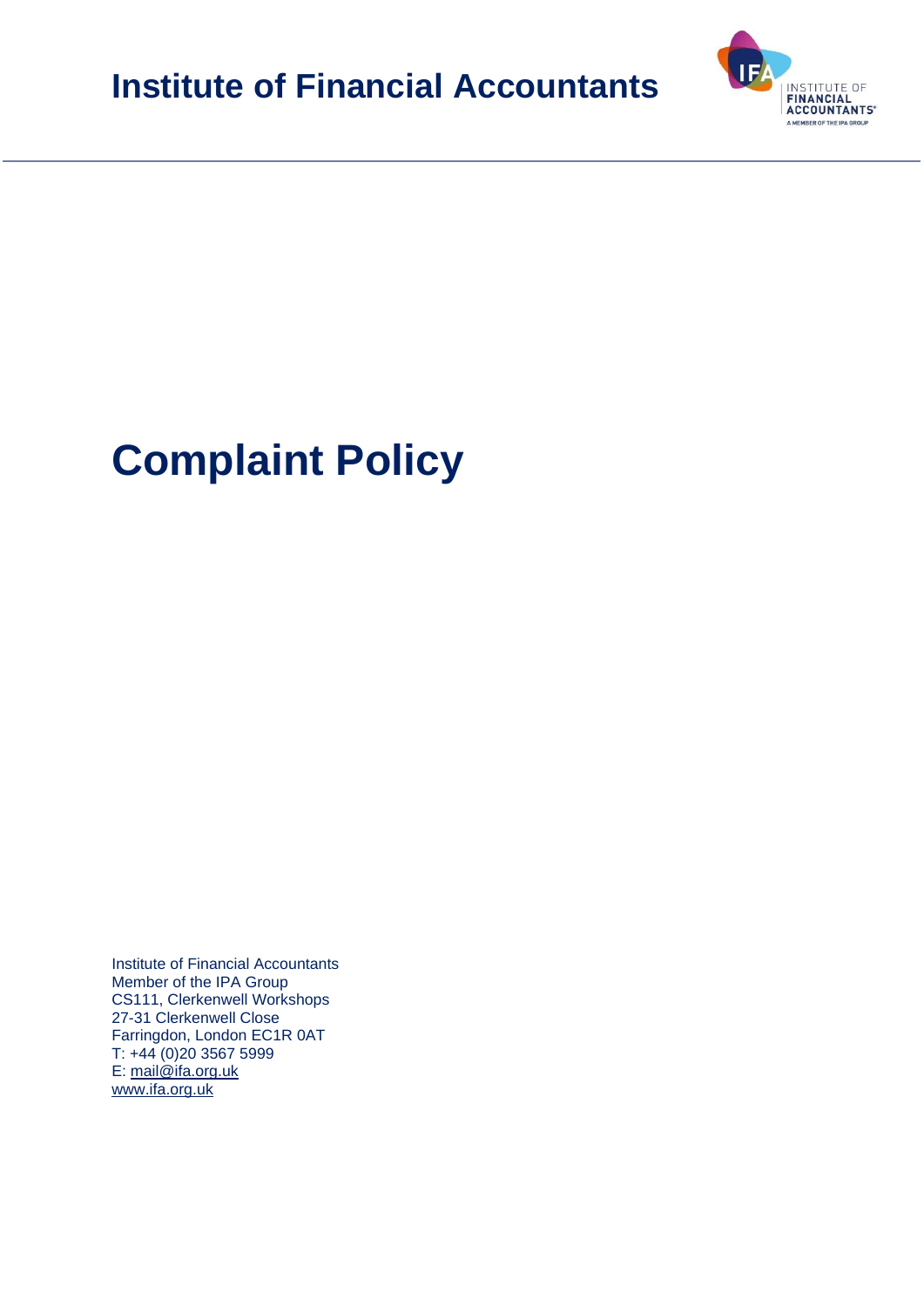# Institute of Financial Accountants

# Complaint Policy

Institute of Financial Accountants
Member of the IPA Group
CS111, Clerkenwell Workshops
27-31 Clerkenwell Close
Farringdon, London EC1R 0AT
T: +44 (0)20 3567 5999
E: mail@ifa.org.uk
www.ifa.org.uk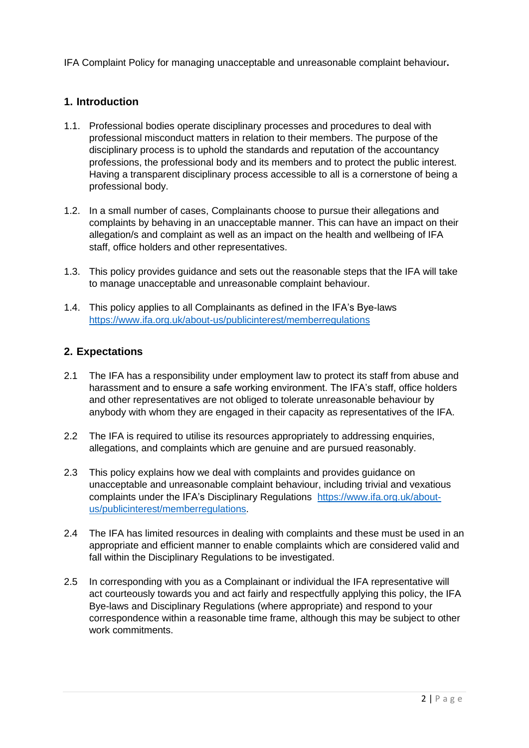IFA Complaint Policy for managing unacceptable and unreasonable complaint behaviour**.**

## 1. Introduction

1.1. Professional bodies operate disciplinary processes and procedures to deal with professional misconduct matters in relation to their members. The purpose of the disciplinary process is to uphold the standards and reputation of the accountancy professions, the professional body and its members and to protect the public interest. Having a transparent disciplinary process accessible to all is a cornerstone of being a professional body.

1.2. In a small number of cases, Complainants choose to pursue their allegations and complaints by behaving in an unacceptable manner. This can have an impact on their allegation/s and complaint as well as an impact on the health and wellbeing of IFA staff, office holders and other representatives.

1.3. This policy provides guidance and sets out the reasonable steps that the IFA will take to manage unacceptable and unreasonable complaint behaviour.

1.4. This policy applies to all Complainants as defined in the IFA's Bye-laws https://www.ifa.org.uk/about-us/publicinterest/memberregulations

## 2. Expectations

2.1 The IFA has a responsibility under employment law to protect its staff from abuse and harassment and to ensure a safe working environment. The IFA's staff, office holders and other representatives are not obliged to tolerate unreasonable behaviour by anybody with whom they are engaged in their capacity as representatives of the IFA.

2.2 The IFA is required to utilise its resources appropriately to addressing enquiries, allegations, and complaints which are genuine and are pursued reasonably.

2.3 This policy explains how we deal with complaints and provides guidance on unacceptable and unreasonable complaint behaviour, including trivial and vexatious complaints under the IFA's Disciplinary Regulations https://www.ifa.org.uk/about-us/publicinterest/memberregulations.

2.4 The IFA has limited resources in dealing with complaints and these must be used in an appropriate and efficient manner to enable complaints which are considered valid and fall within the Disciplinary Regulations to be investigated.

2.5 In corresponding with you as a Complainant or individual the IFA representative will act courteously towards you and act fairly and respectfully applying this policy, the IFA Bye-laws and Disciplinary Regulations (where appropriate) and respond to your correspondence within a reasonable time frame, although this may be subject to other work commitments.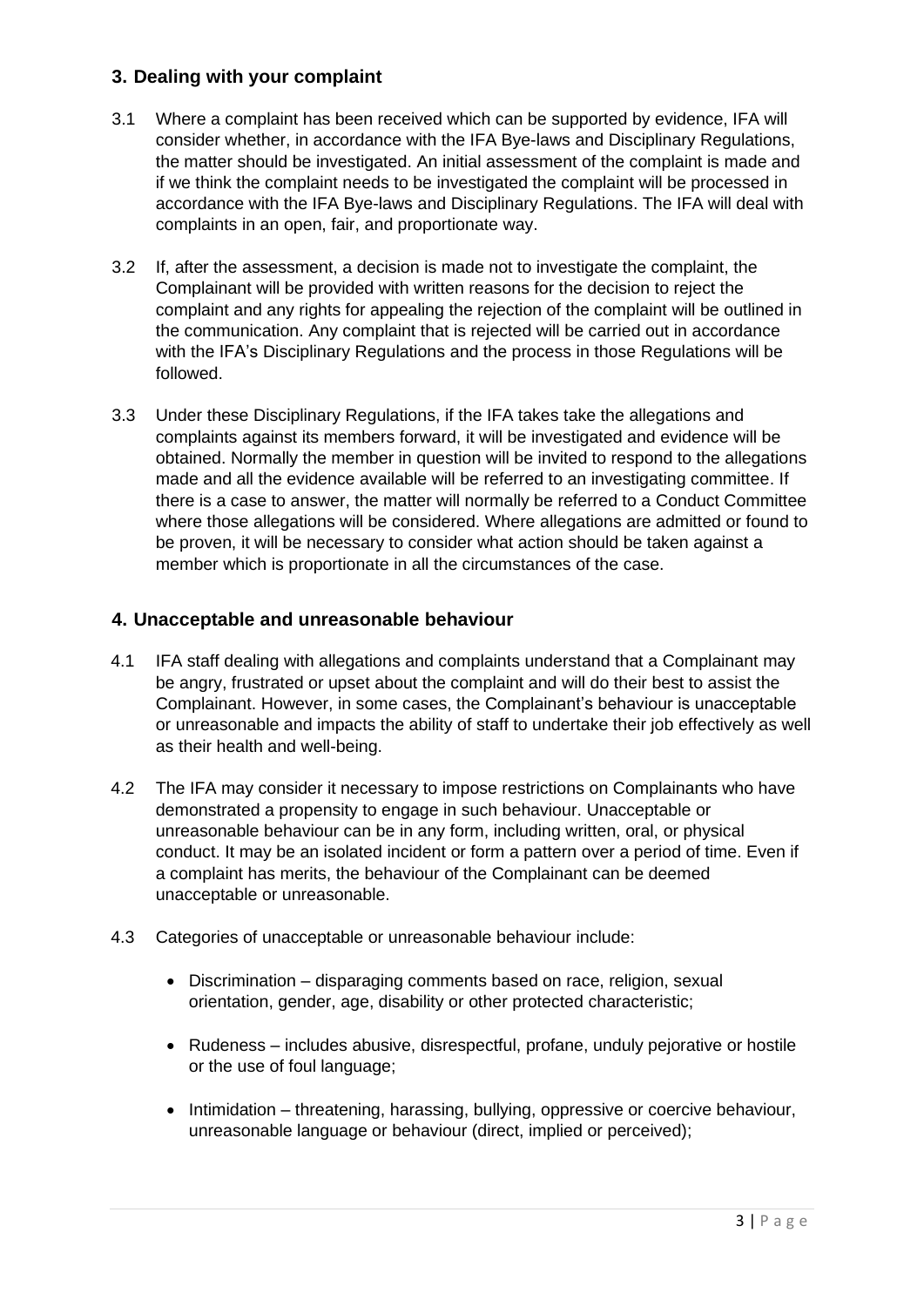## 3. Dealing with your complaint

3.1 Where a complaint has been received which can be supported by evidence, IFA will consider whether, in accordance with the IFA Bye-laws and Disciplinary Regulations, the matter should be investigated. An initial assessment of the complaint is made and if we think the complaint needs to be investigated the complaint will be processed in accordance with the IFA Bye-laws and Disciplinary Regulations. The IFA will deal with complaints in an open, fair, and proportionate way.

3.2 If, after the assessment, a decision is made not to investigate the complaint, the Complainant will be provided with written reasons for the decision to reject the complaint and any rights for appealing the rejection of the complaint will be outlined in the communication. Any complaint that is rejected will be carried out in accordance with the IFA's Disciplinary Regulations and the process in those Regulations will be followed.

3.3 Under these Disciplinary Regulations, if the IFA takes take the allegations and complaints against its members forward, it will be investigated and evidence will be obtained. Normally the member in question will be invited to respond to the allegations made and all the evidence available will be referred to an investigating committee. If there is a case to answer, the matter will normally be referred to a Conduct Committee where those allegations will be considered. Where allegations are admitted or found to be proven, it will be necessary to consider what action should be taken against a member which is proportionate in all the circumstances of the case.

## 4. Unacceptable and unreasonable behaviour

4.1 IFA staff dealing with allegations and complaints understand that a Complainant may be angry, frustrated or upset about the complaint and will do their best to assist the Complainant. However, in some cases, the Complainant's behaviour is unacceptable or unreasonable and impacts the ability of staff to undertake their job effectively as well as their health and well-being.

4.2 The IFA may consider it necessary to impose restrictions on Complainants who have demonstrated a propensity to engage in such behaviour. Unacceptable or unreasonable behaviour can be in any form, including written, oral, or physical conduct. It may be an isolated incident or form a pattern over a period of time. Even if a complaint has merits, the behaviour of the Complainant can be deemed unacceptable or unreasonable.

4.3 Categories of unacceptable or unreasonable behaviour include:

- Discrimination – disparaging comments based on race, religion, sexual orientation, gender, age, disability or other protected characteristic;
- Rudeness – includes abusive, disrespectful, profane, unduly pejorative or hostile or the use of foul language;
- Intimidation – threatening, harassing, bullying, oppressive or coercive behaviour, unreasonable language or behaviour (direct, implied or perceived);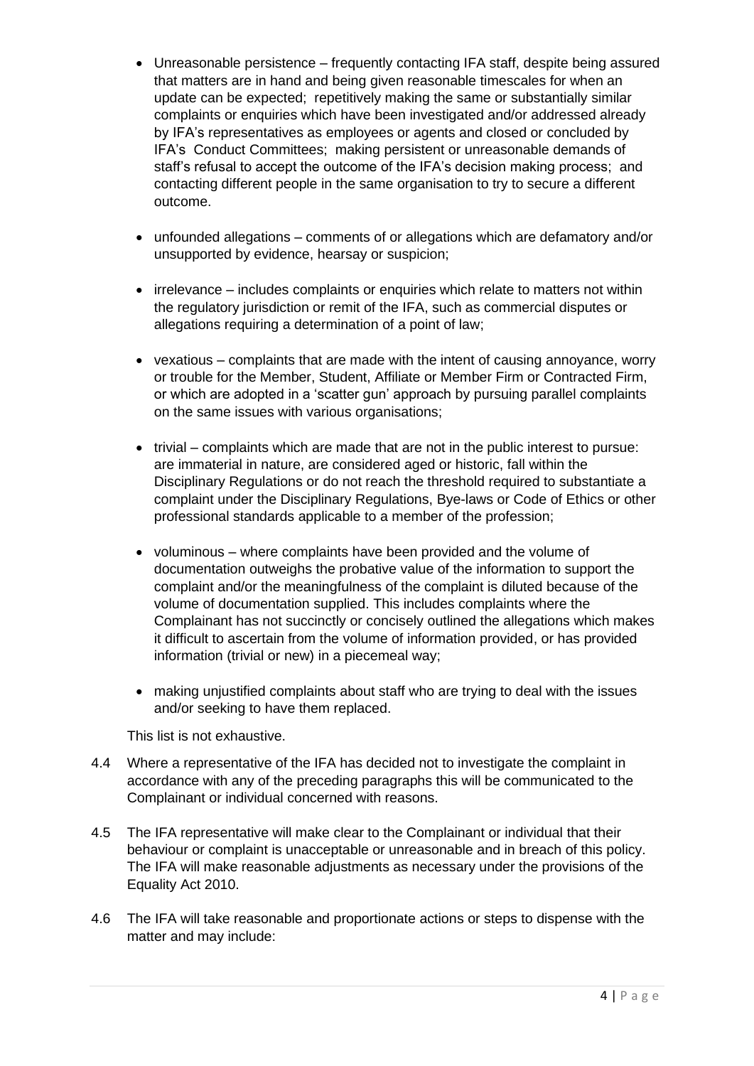- Unreasonable persistence – frequently contacting IFA staff, despite being assured that matters are in hand and being given reasonable timescales for when an update can be expected; repetitively making the same or substantially similar complaints or enquiries which have been investigated and/or addressed already by IFA's representatives as employees or agents and closed or concluded by IFA's Conduct Committees; making persistent or unreasonable demands of staff's refusal to accept the outcome of the IFA's decision making process; and contacting different people in the same organisation to try to secure a different outcome.

- unfounded allegations – comments of or allegations which are defamatory and/or unsupported by evidence, hearsay or suspicion;

- irrelevance – includes complaints or enquiries which relate to matters not within the regulatory jurisdiction or remit of the IFA, such as commercial disputes or allegations requiring a determination of a point of law;

- vexatious – complaints that are made with the intent of causing annoyance, worry or trouble for the Member, Student, Affiliate or Member Firm or Contracted Firm, or which are adopted in a 'scatter gun' approach by pursuing parallel complaints on the same issues with various organisations;

- trivial – complaints which are made that are not in the public interest to pursue: are immaterial in nature, are considered aged or historic, fall within the Disciplinary Regulations or do not reach the threshold required to substantiate a complaint under the Disciplinary Regulations, Bye-laws or Code of Ethics or other professional standards applicable to a member of the profession;

- voluminous – where complaints have been provided and the volume of documentation outweighs the probative value of the information to support the complaint and/or the meaningfulness of the complaint is diluted because of the volume of documentation supplied. This includes complaints where the Complainant has not succinctly or concisely outlined the allegations which makes it difficult to ascertain from the volume of information provided, or has provided information (trivial or new) in a piecemeal way;

- making unjustified complaints about staff who are trying to deal with the issues and/or seeking to have them replaced.

This list is not exhaustive.

4.4 Where a representative of the IFA has decided not to investigate the complaint in accordance with any of the preceding paragraphs this will be communicated to the Complainant or individual concerned with reasons.

4.5 The IFA representative will make clear to the Complainant or individual that their behaviour or complaint is unacceptable or unreasonable and in breach of this policy. The IFA will make reasonable adjustments as necessary under the provisions of the Equality Act 2010.

4.6 The IFA will take reasonable and proportionate actions or steps to dispense with the matter and may include: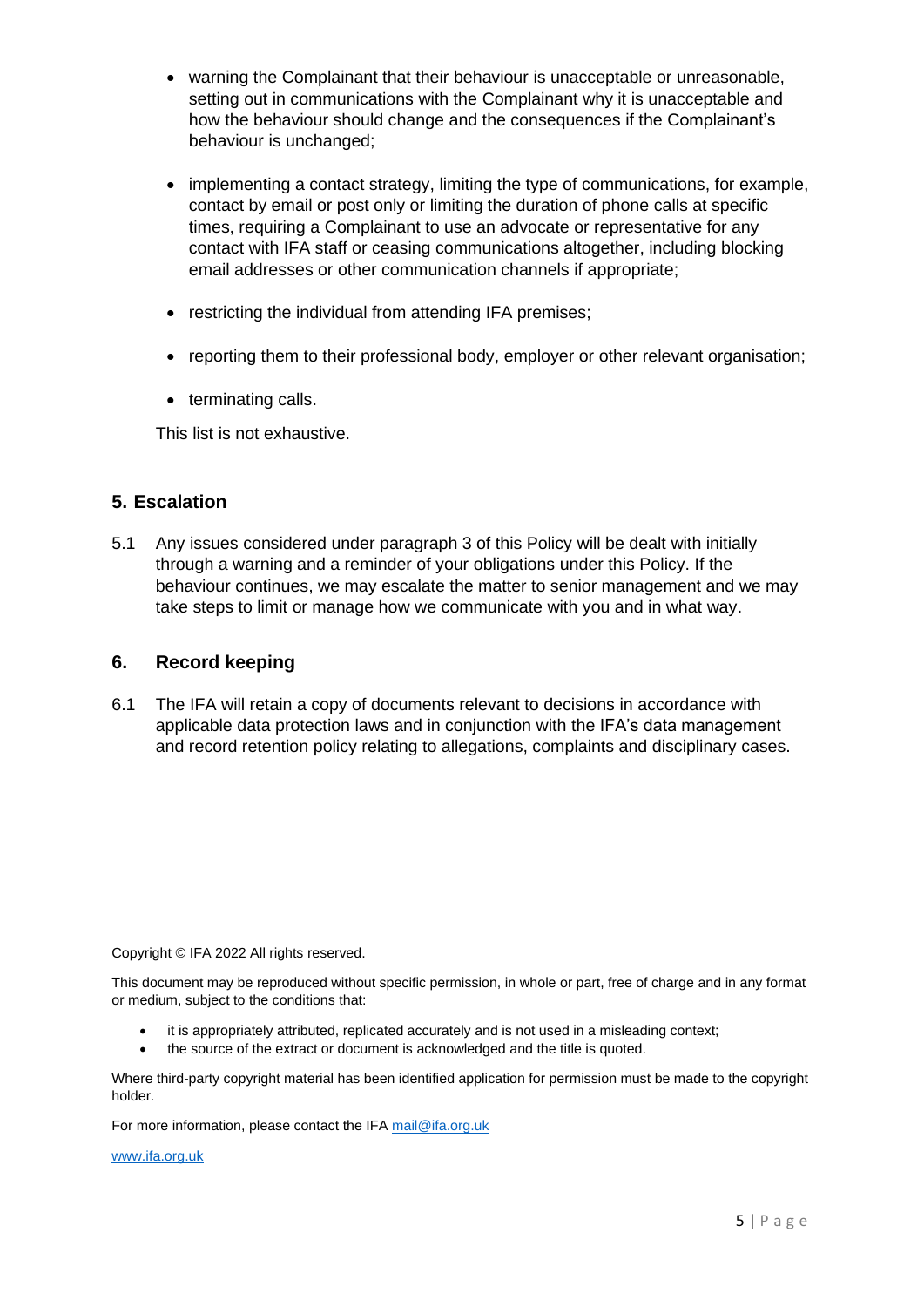- warning the Complainant that their behaviour is unacceptable or unreasonable, setting out in communications with the Complainant why it is unacceptable and how the behaviour should change and the consequences if the Complainant's behaviour is unchanged;

- implementing a contact strategy, limiting the type of communications, for example, contact by email or post only or limiting the duration of phone calls at specific times, requiring a Complainant to use an advocate or representative for any contact with IFA staff or ceasing communications altogether, including blocking email addresses or other communication channels if appropriate;

- restricting the individual from attending IFA premises;

- reporting them to their professional body, employer or other relevant organisation;

- terminating calls.

This list is not exhaustive.

## 5. Escalation

5.1 Any issues considered under paragraph 3 of this Policy will be dealt with initially through a warning and a reminder of your obligations under this Policy. If the behaviour continues, we may escalate the matter to senior management and we may take steps to limit or manage how we communicate with you and in what way.

## 6. Record keeping

6.1 The IFA will retain a copy of documents relevant to decisions in accordance with applicable data protection laws and in conjunction with the IFA's data management and record retention policy relating to allegations, complaints and disciplinary cases.

Copyright © IFA 2022 All rights reserved.

This document may be reproduced without specific permission, in whole or part, free of charge and in any format or medium, subject to the conditions that:

- it is appropriately attributed, replicated accurately and is not used in a misleading context;
- the source of the extract or document is acknowledged and the title is quoted.

Where third-party copyright material has been identified application for permission must be made to the copyright holder.

For more information, please contact the IFA mail@ifa.org.uk

www.ifa.org.uk